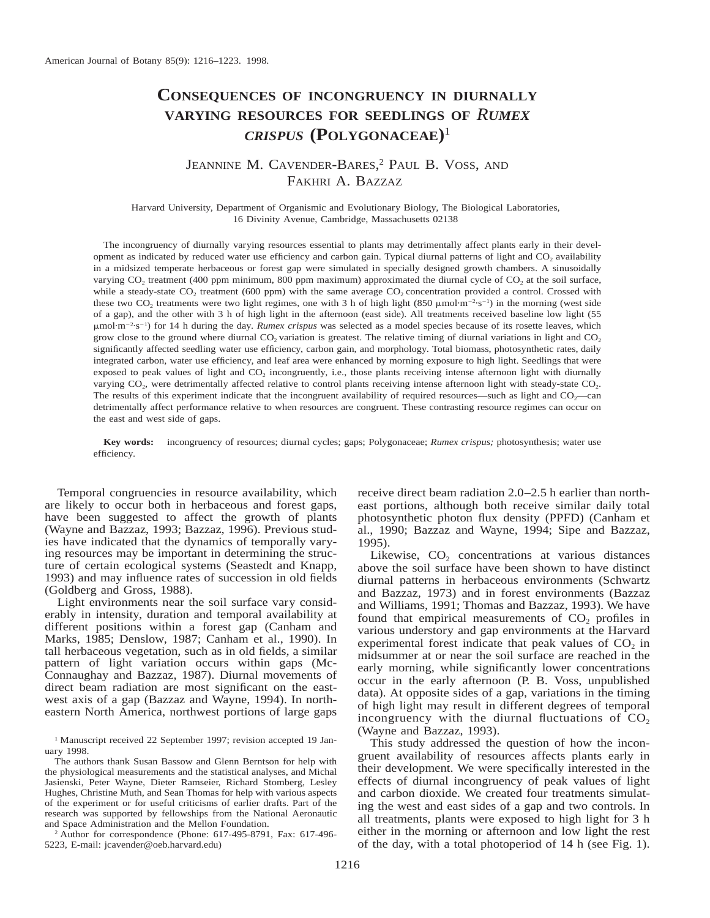# Consequences of incongruency in diurnally varying resources for seedlings of *Rumex crispus* (Polygonaceae)[1]

Jeannine M. Cavender-Bares,[2] Paul B. Voss, and Fakhri A. Bazzaz

Harvard University, Department of Organismic and Evolutionary Biology, The Biological Laboratories, 16 Divinity Avenue, Cambridge, Massachusetts 02138

The incongruency of diurnally varying resources essential to plants may detrimentally affect plants early in their development as indicated by reduced water use efficiency and carbon gain. Typical diurnal patterns of light and $CO_2$ availability in a midsized temperate herbaceous or forest gap were simulated in specially designed growth chambers. A sinusoidally varying $CO_2$ treatment (400 ppm minimum, 800 ppm maximum) approximated the diurnal cycle of $CO_2$ at the soil surface, while a steady-state $CO_2$ treatment (600 ppm) with the same average $CO_2$ concentration provided a control. Crossed with these two $CO_2$ treatments were two light regimes, one with 3 h of high light (850 $\mu mol \cdot m^{-2} \cdot s^{-1}$) in the morning (west side of a gap), and the other with 3 h of high light in the afternoon (east side). All treatments received baseline low light (55 $\mu mol \cdot m^{-2} \cdot s^{-1}$) for 14 h during the day. *Rumex crispus* was selected as a model species because of its rosette leaves, which grow close to the ground where diurnal $CO_2$ variation is greatest. The relative timing of diurnal variations in light and $CO_2$ significantly affected seedling water use efficiency, carbon gain, and morphology. Total biomass, photosynthetic rates, daily integrated carbon, water use efficiency, and leaf area were enhanced by morning exposure to high light. Seedlings that were exposed to peak values of light and $CO_2$ incongruently, i.e., those plants receiving intense afternoon light with diurnally varying $CO_2$, were detrimentally affected relative to control plants receiving intense afternoon light with steady-state $CO_2$. The results of this experiment indicate that the incongruent availability of required resources—such as light and $CO_2$—can detrimentally affect performance relative to when resources are congruent. These contrasting resource regimes can occur on the east and west side of gaps.

**Key words:** incongruency of resources; diurnal cycles; gaps; Polygonaceae; *Rumex crispus;* photosynthesis; water use efficiency.

Temporal congruencies in resource availability, which are likely to occur both in herbaceous and forest gaps, have been suggested to affect the growth of plants (Wayne and Bazzaz, 1993; Bazzaz, 1996). Previous studies have indicated that the dynamics of temporally varying resources may be important in determining the structure of certain ecological systems (Seastedt and Knapp, 1993) and may influence rates of succession in old fields (Goldberg and Gross, 1988).

Light environments near the soil surface vary considerably in intensity, duration and temporal availability at different positions within a forest gap (Canham and Marks, 1985; Denslow, 1987; Canham et al., 1990). In tall herbaceous vegetation, such as in old fields, a similar pattern of light variation occurs within gaps (McConnaughay and Bazzaz, 1987). Diurnal movements of direct beam radiation are most significant on the east-west axis of a gap (Bazzaz and Wayne, 1994). In northeastern North America, northwest portions of large gaps receive direct beam radiation 2.0–2.5 h earlier than northeast portions, although both receive similar daily total photosynthetic photon flux density (PPFD) (Canham et al., 1990; Bazzaz and Wayne, 1994; Sipe and Bazzaz, 1995).

Likewise, $CO_2$ concentrations at various distances above the soil surface have been shown to have distinct diurnal patterns in herbaceous environments (Schwartz and Bazzaz, 1973) and in forest environments (Bazzaz and Williams, 1991; Thomas and Bazzaz, 1993). We have found that empirical measurements of $CO_2$ profiles in various understory and gap environments at the Harvard experimental forest indicate that peak values of $CO_2$ in midsummer at or near the soil surface are reached in the early morning, while significantly lower concentrations occur in the early afternoon (P. B. Voss, unpublished data). At opposite sides of a gap, variations in the timing of high light may result in different degrees of temporal incongruency with the diurnal fluctuations of $CO_2$ (Wayne and Bazzaz, 1993).

This study addressed the question of how the incongruent availability of resources affects plants early in their development. We were specifically interested in the effects of diurnal incongruency of peak values of light and carbon dioxide. We created four treatments simulating the west and east sides of a gap and two controls. In all treatments, plants were exposed to high light for 3 h either in the morning or afternoon and low light the rest of the day, with a total photoperiod of 14 h (see Fig. 1).

[1] Manuscript received 22 September 1997; revision accepted 19 January 1998.

The authors thank Susan Bassow and Glenn Berntson for help with the physiological measurements and the statistical analyses, and Michal Jasienski, Peter Wayne, Dieter Ramseier, Richard Stomberg, Lesley Hughes, Christine Muth, and Sean Thomas for help with various aspects of the experiment or for useful criticisms of earlier drafts. Part of the research was supported by fellowships from the National Aeronautic and Space Administration and the Mellon Foundation.

[2] Author for correspondence (Phone: 617-495-8791, Fax: 617-496-5223, E-mail: jcavender@oeb.harvard.edu)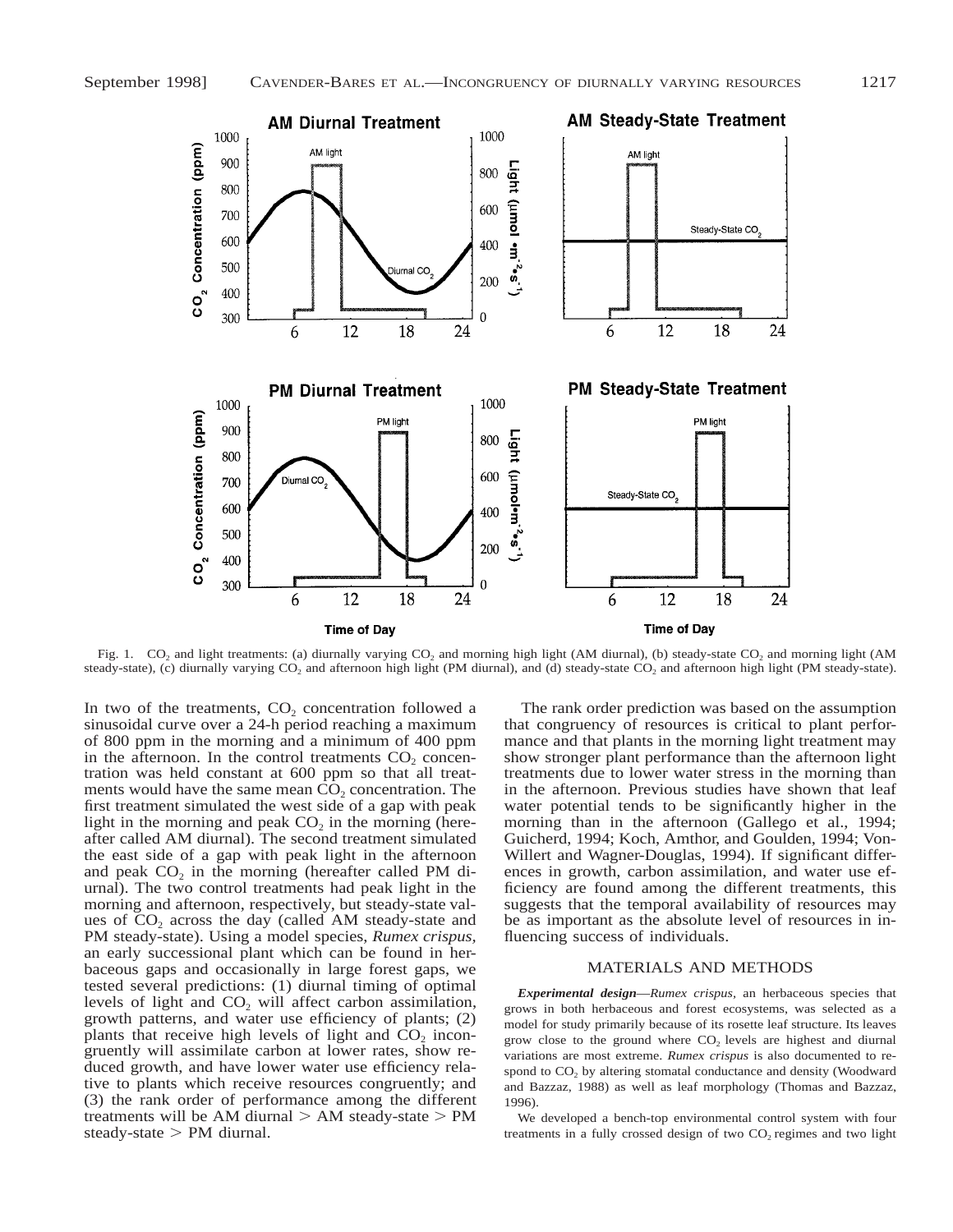Fig. 1. $CO_2$ and light treatments: (a) diurnally varying $CO_2$ and morning high light (AM diurnal), (b) steady-state $CO_2$ and morning light (AM steady-state), (c) diurnally varying $CO_2$ and afternoon high light (PM diurnal), and (d) steady-state $CO_2$ and afternoon high light (PM steady-state).

In two of the treatments, $CO_2$ concentration followed a sinusoidal curve over a 24-h period reaching a maximum of 800 ppm in the morning and a minimum of 400 ppm in the afternoon. In the control treatments $CO_2$ concentration was held constant at 600 ppm so that all treatments would have the same mean $CO_2$ concentration. The first treatment simulated the west side of a gap with peak light in the morning and peak $CO_2$ in the morning (hereafter called AM diurnal). The second treatment simulated the east side of a gap with peak light in the afternoon and peak $CO_2$ in the morning (hereafter called PM diurnal). The two control treatments had peak light in the morning and afternoon, respectively, but steady-state values of $CO_2$ across the day (called AM steady-state and PM steady-state). Using a model species, *Rumex crispus*, an early successional plant which can be found in herbaceous gaps and occasionally in large forest gaps, we tested several predictions: (1) diurnal timing of optimal levels of light and $CO_2$ will affect carbon assimilation, growth patterns, and water use efficiency of plants; (2) plants that receive high levels of light and $CO_2$ incongruently will assimilate carbon at lower rates, show reduced growth, and have lower water use efficiency relative to plants which receive resources congruently; and (3) the rank order of performance among the different treatments will be AM diurnal > AM steady-state > PM steady-state > PM diurnal.

The rank order prediction was based on the assumption that congruency of resources is critical to plant performance and that plants in the morning light treatment may show stronger plant performance than the afternoon light treatments due to lower water stress in the morning than in the afternoon. Previous studies have shown that leaf water potential tends to be significantly higher in the morning than in the afternoon (Gallego et al., 1994; Guicherd, 1994; Koch, Amthor, and Goulden, 1994; Von-Willert and Wagner-Douglas, 1994). If significant differences in growth, carbon assimilation, and water use efficiency are found among the different treatments, this suggests that the temporal availability of resources may be as important as the absolute level of resources in influencing success of individuals.

## MATERIALS AND METHODS

***Experimental design***—*Rumex crispus*, an herbaceous species that grows in both herbaceous and forest ecosystems, was selected as a model for study primarily because of its rosette leaf structure. Its leaves grow close to the ground where $CO_2$ levels are highest and diurnal variations are most extreme. *Rumex crispus* is also documented to respond to $CO_2$ by altering stomatal conductance and density (Woodward and Bazzaz, 1988) as well as leaf morphology (Thomas and Bazzaz, 1996).

We developed a bench-top environmental control system with four treatments in a fully crossed design of two $CO_2$ regimes and two light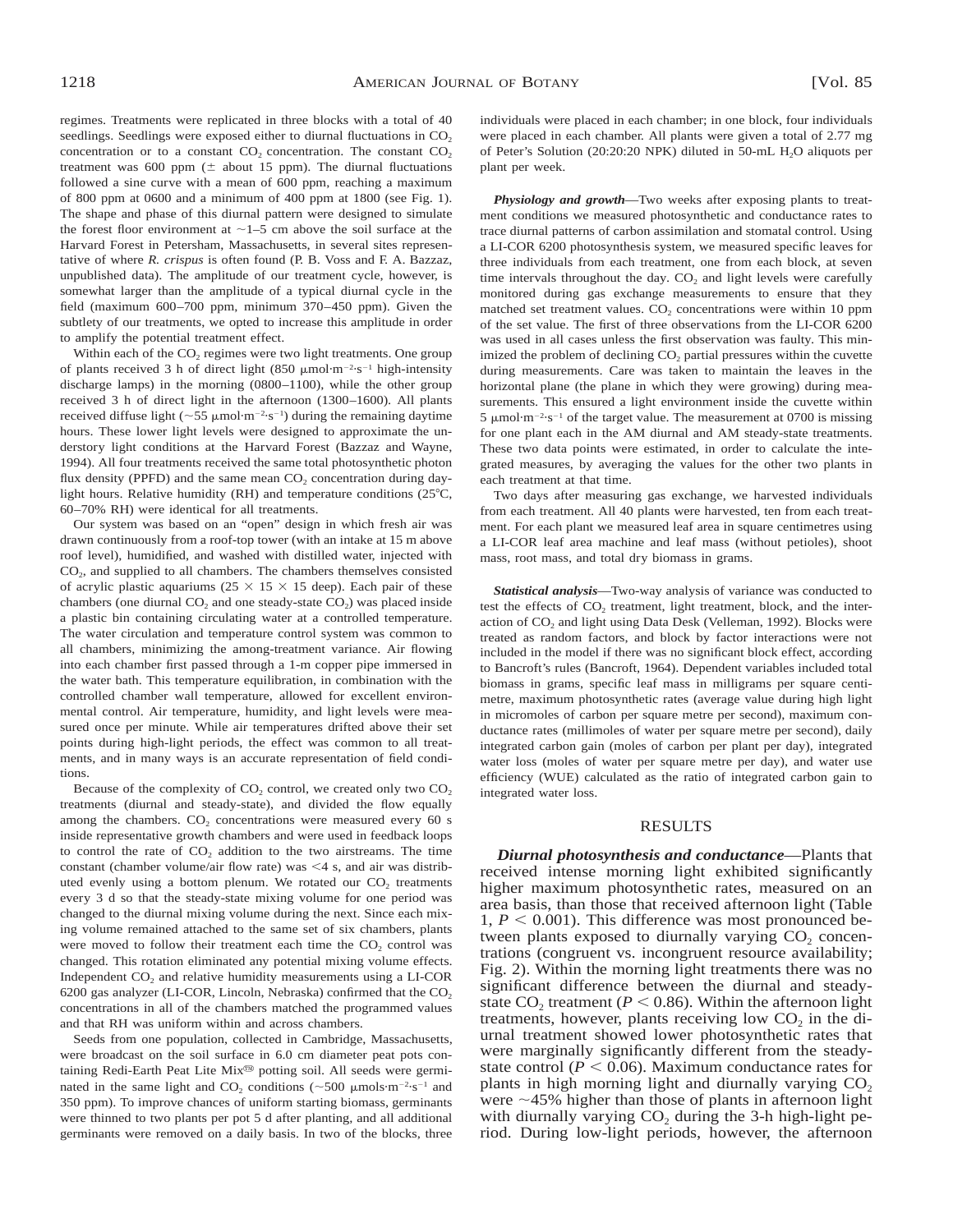regimes. Treatments were replicated in three blocks with a total of 40 seedlings. Seedlings were exposed either to diurnal fluctuations in $CO_2$ concentration or to a constant $CO_2$ concentration. The constant $CO_2$ treatment was 600 ppm (± about 15 ppm). The diurnal fluctuations followed a sine curve with a mean of 600 ppm, reaching a maximum of 800 ppm at 0600 and a minimum of 400 ppm at 1800 (see Fig. 1). The shape and phase of this diurnal pattern were designed to simulate the forest floor environment at ~1–5 cm above the soil surface at the Harvard Forest in Petersham, Massachusetts, in several sites representative of where *R. crispus* is often found (P. B. Voss and F. A. Bazzaz, unpublished data). The amplitude of our treatment cycle, however, is somewhat larger than the amplitude of a typical diurnal cycle in the field (maximum 600–700 ppm, minimum 370–450 ppm). Given the subtlety of our treatments, we opted to increase this amplitude in order to amplify the potential treatment effect.

Within each of the $CO_2$ regimes were two light treatments. One group of plants received 3 h of direct light (850 $\mu mol \cdot m^{-2} \cdot s^{-1}$ high-intensity discharge lamps) in the morning (0800–1100), while the other group received 3 h of direct light in the afternoon (1300–1600). All plants received diffuse light (~55 $\mu mol \cdot m^{-2} \cdot s^{-1}$) during the remaining daytime hours. These lower light levels were designed to approximate the understory light conditions at the Harvard Forest (Bazzaz and Wayne, 1994). All four treatments received the same total photosynthetic photon flux density (PPFD) and the same mean $CO_2$ concentration during daylight hours. Relative humidity (RH) and temperature conditions (25°C, 60–70% RH) were identical for all treatments.

Our system was based on an "open" design in which fresh air was drawn continuously from a roof-top tower (with an intake at 15 m above roof level), humidified, and washed with distilled water, injected with $CO_2$, and supplied to all chambers. The chambers themselves consisted of acrylic plastic aquariums (25 × 15 × 15 deep). Each pair of these chambers (one diurnal $CO_2$ and one steady-state $CO_2$) was placed inside a plastic bin containing circulating water at a controlled temperature. The water circulation and temperature control system was common to all chambers, minimizing the among-treatment variance. Air flowing into each chamber first passed through a 1-m copper pipe immersed in the water bath. This temperature equilibration, in combination with the controlled chamber wall temperature, allowed for excellent environmental control. Air temperature, humidity, and light levels were measured once per minute. While air temperatures drifted above their set points during high-light periods, the effect was common to all treatments, and in many ways is an accurate representation of field conditions.

Because of the complexity of $CO_2$ control, we created only two $CO_2$ treatments (diurnal and steady-state), and divided the flow equally among the chambers. $CO_2$ concentrations were measured every 60 s inside representative growth chambers and were used in feedback loops to control the rate of $CO_2$ addition to the two airstreams. The time constant (chamber volume/air flow rate) was <4 s, and air was distributed evenly using a bottom plenum. We rotated our $CO_2$ treatments every 3 d so that the steady-state mixing volume for one period was changed to the diurnal mixing volume during the next. Since each mixing volume remained attached to the same set of six chambers, plants were moved to follow their treatment each time the $CO_2$ control was changed. This rotation eliminated any potential mixing volume effects. Independent $CO_2$ and relative humidity measurements using a LI-COR 6200 gas analyzer (LI-COR, Lincoln, Nebraska) confirmed that the $CO_2$ concentrations in all of the chambers matched the programmed values and that RH was uniform within and across chambers.

Seeds from one population, collected in Cambridge, Massachusetts, were broadcast on the soil surface in 6.0 cm diameter peat pots containing Redi-Earth Peat Lite Mix® potting soil. All seeds were germinated in the same light and $CO_2$ conditions (~500 $\mu mols \cdot m^{-2} \cdot s^{-1}$ and 350 ppm). To improve chances of uniform starting biomass, germinants were thinned to two plants per pot 5 d after planting, and all additional germinants were removed on a daily basis. In two of the blocks, three individuals were placed in each chamber; in one block, four individuals were placed in each chamber. All plants were given a total of 2.77 mg of Peter's Solution (20:20:20 NPK) diluted in 50-mL $H_2O$ aliquots per plant per week.

***Physiology and growth***—Two weeks after exposing plants to treatment conditions we measured photosynthetic and conductance rates to trace diurnal patterns of carbon assimilation and stomatal control. Using a LI-COR 6200 photosynthesis system, we measured specific leaves for three individuals from each treatment, one from each block, at seven time intervals throughout the day. $CO_2$ and light levels were carefully monitored during gas exchange measurements to ensure that they matched set treatment values. $CO_2$ concentrations were within 10 ppm of the set value. The first of three observations from the LI-COR 6200 was used in all cases unless the first observation was faulty. This minimized the problem of declining $CO_2$ partial pressures within the cuvette during measurements. Care was taken to maintain the leaves in the horizontal plane (the plane in which they were growing) during measurements. This ensured a light environment inside the cuvette within 5 $\mu mol \cdot m^{-2} \cdot s^{-1}$ of the target value. The measurement at 0700 is missing for one plant each in the AM diurnal and AM steady-state treatments. These two data points were estimated, in order to calculate the integrated measures, by averaging the values for the other two plants in each treatment at that time.

Two days after measuring gas exchange, we harvested individuals from each treatment. All 40 plants were harvested, ten from each treatment. For each plant we measured leaf area in square centimetres using a LI-COR leaf area machine and leaf mass (without petioles), shoot mass, root mass, and total dry biomass in grams.

***Statistical analysis***—Two-way analysis of variance was conducted to test the effects of $CO_2$ treatment, light treatment, block, and the interaction of $CO_2$ and light using Data Desk (Velleman, 1992). Blocks were treated as random factors, and block by factor interactions were not included in the model if there was no significant block effect, according to Bancroft's rules (Bancroft, 1964). Dependent variables included total biomass in grams, specific leaf mass in milligrams per square centimetre, maximum photosynthetic rates (average value during high light in micromoles of carbon per square metre per second), maximum conductance rates (millimoles of water per square metre per second), daily integrated carbon gain (moles of carbon per plant per day), integrated water loss (moles of water per square metre per day), and water use efficiency (WUE) calculated as the ratio of integrated carbon gain to integrated water loss.

## RESULTS

***Diurnal photosynthesis and conductance***—Plants that received intense morning light exhibited significantly higher maximum photosynthetic rates, measured on an area basis, than those that received afternoon light (Table 1, $P < 0.001$). This difference was most pronounced between plants exposed to diurnally varying $CO_2$ concentrations (congruent vs. incongruent resource availability; Fig. 2). Within the morning light treatments there was no significant difference between the diurnal and steady-state $CO_2$ treatment ($P < 0.86$). Within the afternoon light treatments, however, plants receiving low $CO_2$ in the diurnal treatment showed lower photosynthetic rates that were marginally significantly different from the steady-state control ($P < 0.06$). Maximum conductance rates for plants in high morning light and diurnally varying $CO_2$ were ~45% higher than those of plants in afternoon light with diurnally varying $CO_2$ during the 3-h high-light period. During low-light periods, however, the afternoon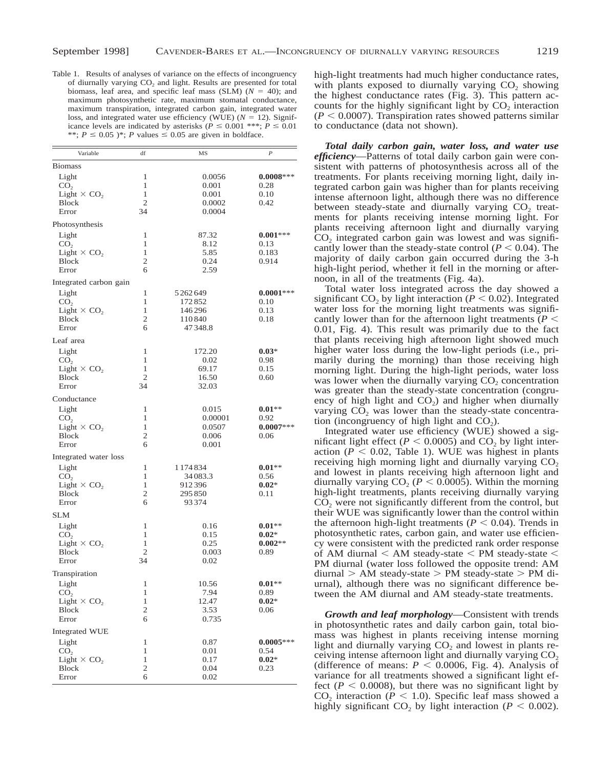Table 1. Results of analyses of variance on the effects of incongruency of diurnally varying $CO_2$ and light. Results are presented for total biomass, leaf area, and specific leaf mass (SLM) ($N = 40$); and maximum photosynthetic rate, maximum stomatal conductance, maximum transpiration, integrated carbon gain, integrated water loss, and integrated water use efficiency (WUE) ($N = 12$). Significance levels are indicated by asterisks ($P \leq 0.001$ \*\*\*; $P \leq 0.01$ \*\*; $P \leq 0.05$ )\*; $P$ values $\leq 0.05$ are given in boldface.

| Variable | df | MS | *P* |
|---|---|---|---|
| **Biomass** | | | |
| Light | 1 | 0.0056 | **0.0008**\*\*\* |
| $CO_2$ | 1 | 0.001 | 0.28 |
| Light × $CO_2$ | 1 | 0.001 | 0.10 |
| Block | 2 | 0.0002 | 0.42 |
| Error | 34 | 0.0004 | |
| **Photosynthesis** | | | |
| Light | 1 | 87.32 | **0.001**\*\*\* |
| $CO_2$ | 1 | 8.12 | 0.13 |
| Light × $CO_2$ | 1 | 5.85 | 0.183 |
| Block | 2 | 0.24 | 0.914 |
| Error | 6 | 2.59 | |
| **Integrated carbon gain** | | | |
| Light | 1 | 5262649 | **0.0001**\*\*\* |
| $CO_2$ | 1 | 172852 | 0.10 |
| Light × $CO_2$ | 1 | 146296 | 0.13 |
| Block | 2 | 110840 | 0.18 |
| Error | 6 | 47348.8 | |
| **Leaf area** | | | |
| Light | 1 | 172.20 | **0.03**\* |
| $CO_2$ | 1 | 0.02 | 0.98 |
| Light × $CO_2$ | 1 | 69.17 | 0.15 |
| Block | 2 | 16.50 | 0.60 |
| Error | 34 | 32.03 | |
| **Conductance** | | | |
| Light | 1 | 0.015 | **0.01**\*\* |
| $CO_2$ | 1 | 0.00001 | 0.92 |
| Light × $CO_2$ | 1 | 0.0507 | **0.0007**\*\*\* |
| Block | 2 | 0.006 | 0.06 |
| Error | 6 | 0.001 | |
| **Integrated water loss** | | | |
| Light | 1 | 1174834 | **0.01**\*\* |
| $CO_2$ | 1 | 34083.3 | 0.56 |
| Light × $CO_2$ | 1 | 912396 | **0.02**\* |
| Block | 2 | 295850 | 0.11 |
| Error | 6 | 93374 | |
| **SLM** | | | |
| Light | 1 | 0.16 | **0.01**\*\* |
| $CO_2$ | 1 | 0.15 | **0.02**\* |
| Light × $CO_2$ | 1 | 0.25 | **0.002**\*\* |
| Block | 2 | 0.003 | 0.89 |
| Error | 34 | 0.02 | |
| **Transpiration** | | | |
| Light | 1 | 10.56 | **0.01**\*\* |
| $CO_2$ | 1 | 7.94 | 0.89 |
| Light × $CO_2$ | 1 | 12.47 | **0.02**\* |
| Block | 2 | 3.53 | 0.06 |
| Error | 6 | 0.735 | |
| **Integrated WUE** | | | |
| Light | 1 | 0.87 | **0.0005**\*\*\* |
| $CO_2$ | 1 | 0.01 | 0.54 |
| Light × $CO_2$ | 1 | 0.17 | **0.02**\* |
| Block | 2 | 0.04 | 0.23 |
| Error | 6 | 0.02 | |

high-light treatments had much higher conductance rates, with plants exposed to diurnally varying $CO_2$ showing the highest conductance rates (Fig. 3). This pattern accounts for the highly significant light by $CO_2$ interaction ($P < 0.0007$). Transpiration rates showed patterns similar to conductance (data not shown).

***Total daily carbon gain, water loss, and water use efficiency***—Patterns of total daily carbon gain were consistent with patterns of photosynthesis across all of the treatments. For plants receiving morning light, daily integrated carbon gain was higher than for plants receiving intense afternoon light, although there was no difference between steady-state and diurnally varying $CO_2$ treatments for plants receiving intense morning light. For plants receiving afternoon light and diurnally varying $CO_2$ integrated carbon gain was lowest and was significantly lower than the steady-state control ($P < 0.04$). The majority of daily carbon gain occurred during the 3-h high-light period, whether it fell in the morning or afternoon, in all of the treatments (Fig. 4a).

Total water loss integrated across the day showed a significant $CO_2$ by light interaction ($P < 0.02$). Integrated water loss for the morning light treatments was significantly lower than for the afternoon light treatments ($P < 0.01$, Fig. 4). This result was primarily due to the fact that plants receiving high afternoon light showed much higher water loss during the low-light periods (i.e., primarily during the morning) than those receiving high morning light. During the high-light periods, water loss was lower when the diurnally varying $CO_2$ concentration was greater than the steady-state concentration (congruency of high light and $CO_2$) and higher when diurnally varying $CO_2$ was lower than the steady-state concentration (incongruency of high light and $CO_2$).

Integrated water use efficiency (WUE) showed a significant light effect ($P < 0.0005$) and $CO_2$ by light interaction ($P < 0.02$, Table 1). WUE was highest in plants receiving high morning light and diurnally varying $CO_2$ and lowest in plants receiving high afternoon light and diurnally varying $CO_2$ ($P < 0.0005$). Within the morning high-light treatments, plants receiving diurnally varying $CO_2$ were not significantly different from the control, but their WUE was significantly lower than the control within the afternoon high-light treatments ($P < 0.04$). Trends in photosynthetic rates, carbon gain, and water use efficiency were consistent with the predicted rank order response of AM diurnal < AM steady-state < PM steady-state < PM diurnal (water loss followed the opposite trend: AM diurnal > AM steady-state > PM steady-state > PM diurnal), although there was no significant difference between the AM diurnal and AM steady-state treatments.

***Growth and leaf morphology***—Consistent with trends in photosynthetic rates and daily carbon gain, total biomass was highest in plants receiving intense morning light and diurnally varying $CO_2$ and lowest in plants receiving intense afternoon light and diurnally varying $CO_2$ (difference of means: $P < 0.0006$, Fig. 4). Analysis of variance for all treatments showed a significant light effect ($P < 0.0008$), but there was no significant light by $CO_2$ interaction ($P < 1.0$). Specific leaf mass showed a highly significant $CO_2$ by light interaction ($P < 0.002$).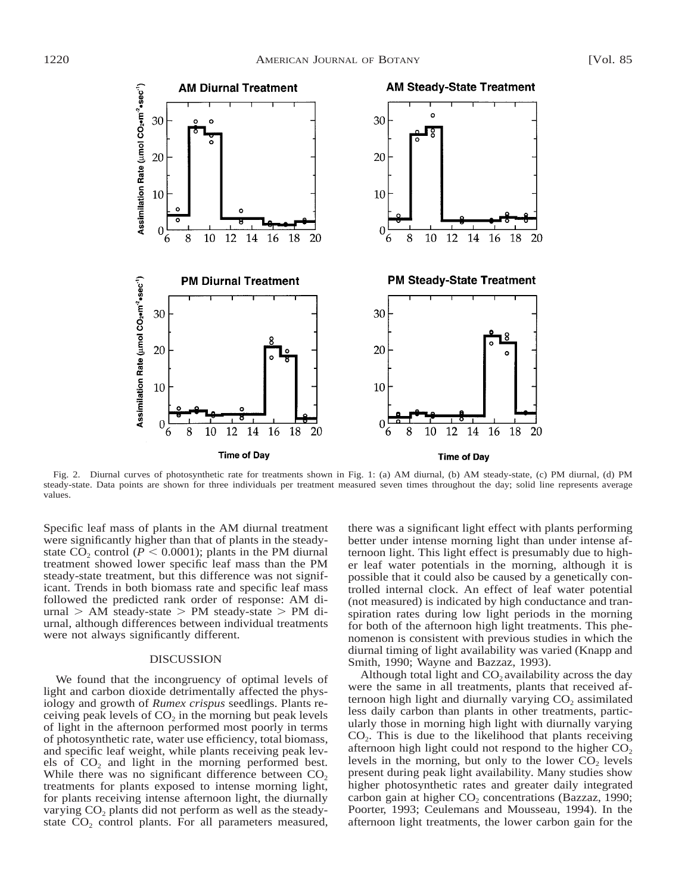Fig. 2. Diurnal curves of photosynthetic rate for treatments shown in Fig. 1: (a) AM diurnal, (b) AM steady-state, (c) PM diurnal, (d) PM steady-state. Data points are shown for three individuals per treatment measured seven times throughout the day; solid line represents average values.

Specific leaf mass of plants in the AM diurnal treatment were significantly higher than that of plants in the steady-state $CO_2$ control ($P < 0.0001$); plants in the PM diurnal treatment showed lower specific leaf mass than the PM steady-state treatment, but this difference was not significant. Trends in both biomass rate and specific leaf mass followed the predicted rank order of response: AM diurnal > AM steady-state > PM steady-state > PM diurnal, although differences between individual treatments were not always significantly different.

## DISCUSSION

We found that the incongruency of optimal levels of light and carbon dioxide detrimentally affected the physiology and growth of *Rumex crispus* seedlings. Plants receiving peak levels of $CO_2$ in the morning but peak levels of light in the afternoon performed most poorly in terms of photosynthetic rate, water use efficiency, total biomass, and specific leaf weight, while plants receiving peak levels of $CO_2$ and light in the morning performed best. While there was no significant difference between $CO_2$ treatments for plants exposed to intense morning light, for plants receiving intense afternoon light, the diurnally varying $CO_2$ plants did not perform as well as the steady-state $CO_2$ control plants. For all parameters measured, there was a significant light effect with plants performing better under intense morning light than under intense afternoon light. This light effect is presumably due to higher leaf water potentials in the morning, although it is possible that it could also be caused by a genetically controlled internal clock. An effect of leaf water potential (not measured) is indicated by high conductance and transpiration rates during low light periods in the morning for both of the afternoon high light treatments. This phenomenon is consistent with previous studies in which the diurnal timing of light availability was varied (Knapp and Smith, 1990; Wayne and Bazzaz, 1993).

Although total light and $CO_2$ availability across the day were the same in all treatments, plants that received afternoon high light and diurnally varying $CO_2$ assimilated less daily carbon than plants in other treatments, particularly those in morning high light with diurnally varying $CO_2$. This is due to the likelihood that plants receiving afternoon high light could not respond to the higher $CO_2$ levels in the morning, but only to the lower $CO_2$ levels present during peak light availability. Many studies show higher photosynthetic rates and greater daily integrated carbon gain at higher $CO_2$ concentrations (Bazzaz, 1990; Poorter, 1993; Ceulemans and Mousseau, 1994). In the afternoon light treatments, the lower carbon gain for the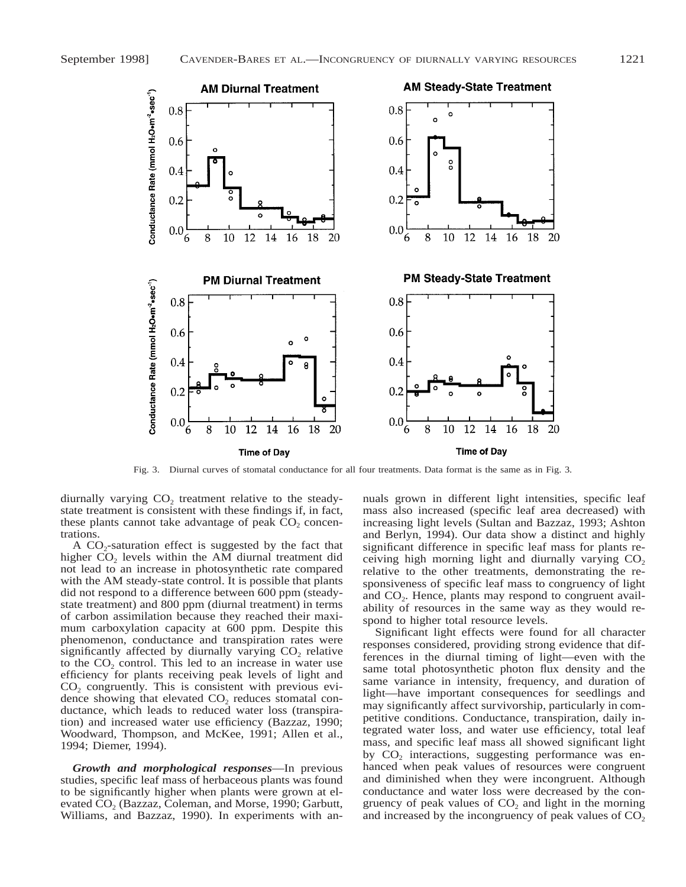Fig. 3. Diurnal curves of stomatal conductance for all four treatments. Data format is the same as in Fig. 3.

diurnally varying $CO_2$ treatment relative to the steady-state treatment is consistent with these findings if, in fact, these plants cannot take advantage of peak $CO_2$ concentrations.

A $CO_2$-saturation effect is suggested by the fact that higher $CO_2$ levels within the AM diurnal treatment did not lead to an increase in photosynthetic rate compared with the AM steady-state control. It is possible that plants did not respond to a difference between 600 ppm (steady-state treatment) and 800 ppm (diurnal treatment) in terms of carbon assimilation because they reached their maximum carboxylation capacity at 600 ppm. Despite this phenomenon, conductance and transpiration rates were significantly affected by diurnally varying $CO_2$ relative to the $CO_2$ control. This led to an increase in water use efficiency for plants receiving peak levels of light and $CO_2$ congruently. This is consistent with previous evidence showing that elevated $CO_2$ reduces stomatal conductance, which leads to reduced water loss (transpiration) and increased water use efficiency (Bazzaz, 1990; Woodward, Thompson, and McKee, 1991; Allen et al., 1994; Diemer, 1994).

***Growth and morphological responses***—In previous studies, specific leaf mass of herbaceous plants was found to be significantly higher when plants were grown at elevated $CO_2$ (Bazzaz, Coleman, and Morse, 1990; Garbutt, Williams, and Bazzaz, 1990). In experiments with annuals grown in different light intensities, specific leaf mass also increased (specific leaf area decreased) with increasing light levels (Sultan and Bazzaz, 1993; Ashton and Berlyn, 1994). Our data show a distinct and highly significant difference in specific leaf mass for plants receiving high morning light and diurnally varying $CO_2$ relative to the other treatments, demonstrating the responsiveness of specific leaf mass to congruency of light and $CO_2$. Hence, plants may respond to congruent availability of resources in the same way as they would respond to higher total resource levels.

Significant light effects were found for all character responses considered, providing strong evidence that differences in the diurnal timing of light—even with the same total photosynthetic photon flux density and the same variance in intensity, frequency, and duration of light—have important consequences for seedlings and may significantly affect survivorship, particularly in competitive conditions. Conductance, transpiration, daily integrated water loss, and water use efficiency, total leaf mass, and specific leaf mass all showed significant light by $CO_2$ interactions, suggesting performance was enhanced when peak values of resources were congruent and diminished when they were incongruent. Although conductance and water loss were decreased by the congruency of peak values of $CO_2$ and light in the morning and increased by the incongruency of peak values of $CO_2$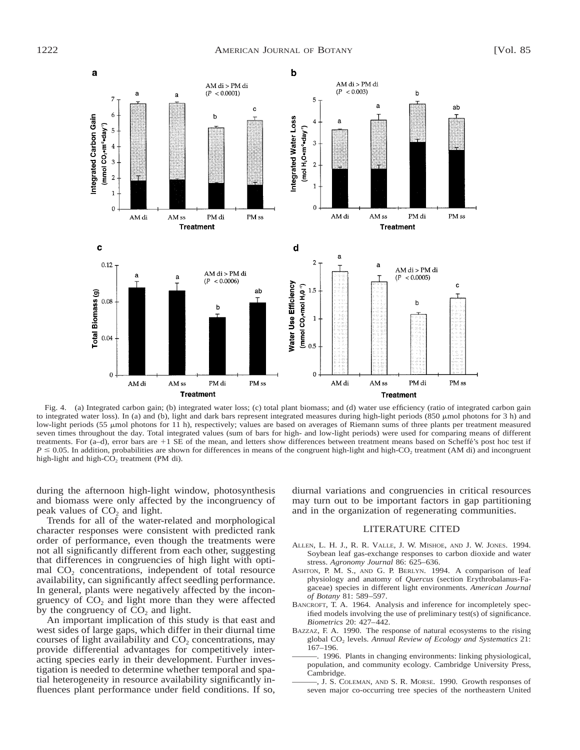Fig. 4. (a) Integrated carbon gain; (b) integrated water loss; (c) total plant biomass; and (d) water use efficiency (ratio of integrated carbon gain to integrated water loss). In (a) and (b), light and dark bars represent integrated measures during high-light periods (850 μmol photons for 3 h) and low-light periods (55 μmol photons for 11 h), respectively; values are based on averages of Riemann sums of three plants per treatment measured seven times throughout the day. Total integrated values (sum of bars for high- and low-light periods) were used for comparing means of different treatments. For (a–d), error bars are +1 SE of the mean, and letters show differences between treatment means based on Scheffé's post hoc test if $P \leq 0.05$. In addition, probabilities are shown for differences in means of the congruent high-light and high-$CO_2$ treatment (AM di) and incongruent high-light and high-$CO_2$ treatment (PM di).

during the afternoon high-light window, photosynthesis and biomass were only affected by the incongruency of peak values of $CO_2$ and light.

Trends for all of the water-related and morphological character responses were consistent with predicted rank order of performance, even though the treatments were not all significantly different from each other, suggesting that differences in congruencies of high light with optimal $CO_2$ concentrations, independent of total resource availability, can significantly affect seedling performance. In general, plants were negatively affected by the incongruency of $CO_2$ and light more than they were affected by the congruency of $CO_2$ and light.

An important implication of this study is that east and west sides of large gaps, which differ in their diurnal time courses of light availability and $CO_2$ concentrations, may provide differential advantages for competitively interacting species early in their development. Further investigation is needed to determine whether temporal and spatial heterogeneity in resource availability significantly influences plant performance under field conditions. If so, diurnal variations and congruencies in critical resources may turn out to be important factors in gap partitioning and in the organization of regenerating communities.

## LITERATURE CITED

Allen, L. H. J., R. R. Valle, J. W. Mishoe, and J. W. Jones. 1994. Soybean leaf gas-exchange responses to carbon dioxide and water stress. *Agronomy Journal* 86: 625–636.

Ashton, P. M. S., and G. P. Berlyn. 1994. A comparison of leaf physiology and anatomy of *Quercus* (section Erythrobalanus-Fagaceae) species in different light environments. *American Journal of Botany* 81: 589–597.

Bancroft, T. A. 1964. Analysis and inference for incompletely specified models involving the use of preliminary test(s) of significance. *Biometrics* 20: 427–442.

Bazzaz, F. A. 1990. The response of natural ecosystems to the rising global $CO_2$ levels. *Annual Review of Ecology and Systematics* 21: 167–196.

———. 1996. Plants in changing environments: linking physiological, population, and community ecology. Cambridge University Press, Cambridge.

———, J. S. Coleman, and S. R. Morse. 1990. Growth responses of seven major co-occurring tree species of the northeastern United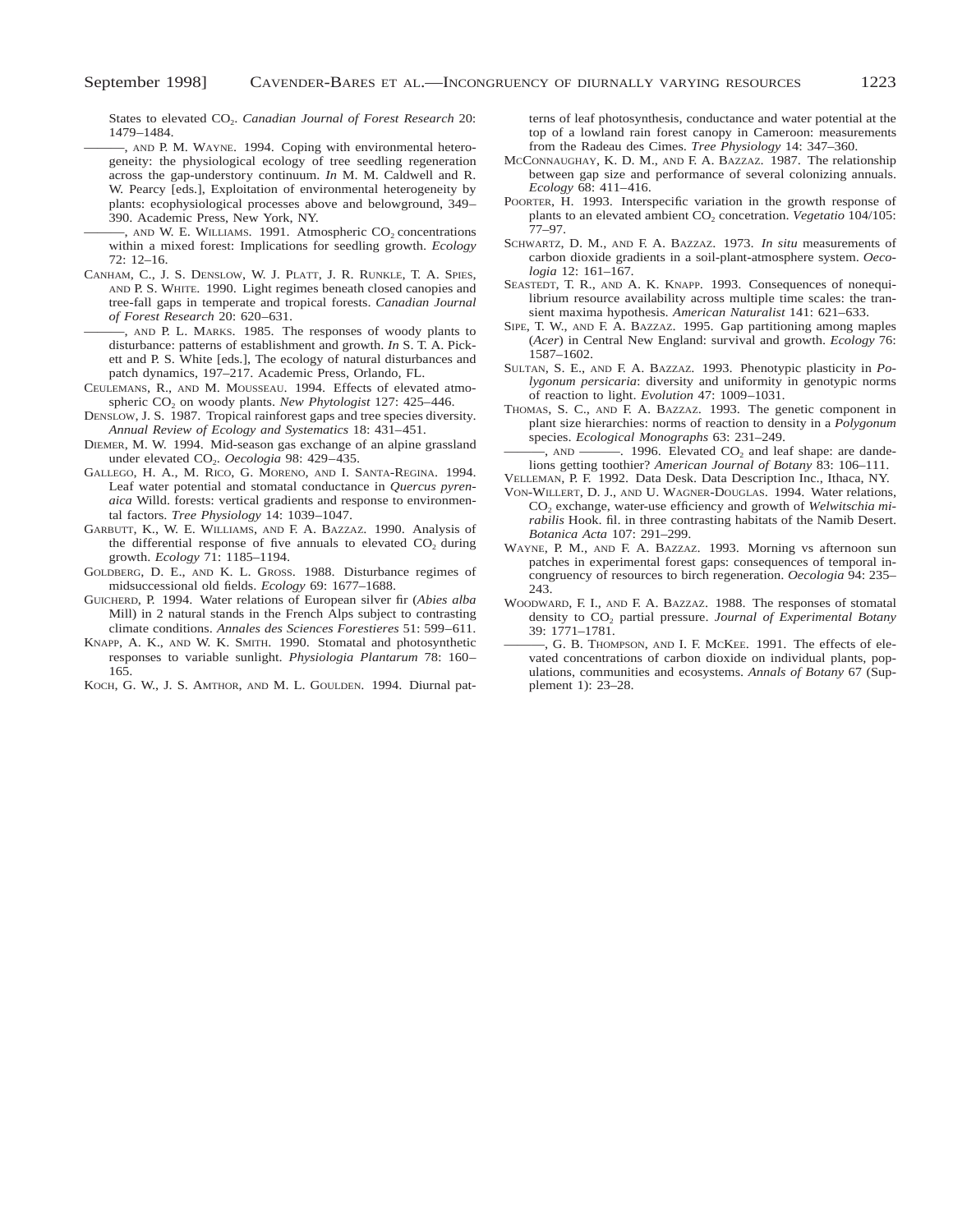States to elevated $CO_2$. *Canadian Journal of Forest Research* 20: 1479–1484.

———, AND P. M. WAYNE. 1994. Coping with environmental heterogeneity: the physiological ecology of tree seedling regeneration across the gap-understory continuum. *In* M. M. Caldwell and R. W. Pearcy [eds.], Exploitation of environmental heterogeneity by plants: ecophysiological processes above and belowground, 349–390. Academic Press, New York, NY.

———, AND W. E. WILLIAMS. 1991. Atmospheric $CO_2$ concentrations within a mixed forest: Implications for seedling growth. *Ecology* 72: 12–16.

CANHAM, C., J. S. DENSLOW, W. J. PLATT, J. R. RUNKLE, T. A. SPIES, AND P. S. WHITE. 1990. Light regimes beneath closed canopies and tree-fall gaps in temperate and tropical forests. *Canadian Journal of Forest Research* 20: 620–631.

———, AND P. L. MARKS. 1985. The responses of woody plants to disturbance: patterns of establishment and growth. *In* S. T. A. Pickett and P. S. White [eds.], The ecology of natural disturbances and patch dynamics, 197–217. Academic Press, Orlando, FL.

CEULEMANS, R., AND M. MOUSSEAU. 1994. Effects of elevated atmospheric $CO_2$ on woody plants. *New Phytologist* 127: 425–446.

DENSLOW, J. S. 1987. Tropical rainforest gaps and tree species diversity. *Annual Review of Ecology and Systematics* 18: 431–451.

DIEMER, M. W. 1994. Mid-season gas exchange of an alpine grassland under elevated $CO_2$. *Oecologia* 98: 429–435.

GALLEGO, H. A., M. RICO, G. MORENO, AND I. SANTA-REGINA. 1994. Leaf water potential and stomatal conductance in *Quercus pyrenaica* Willd. forests: vertical gradients and response to environmental factors. *Tree Physiology* 14: 1039–1047.

GARBUTT, K., W. E. WILLIAMS, AND F. A. BAZZAZ. 1990. Analysis of the differential response of five annuals to elevated $CO_2$ during growth. *Ecology* 71: 1185–1194.

GOLDBERG, D. E., AND K. L. GROSS. 1988. Disturbance regimes of midsuccessional old fields. *Ecology* 69: 1677–1688.

GUICHERD, P. 1994. Water relations of European silver fir (*Abies alba* Mill) in 2 natural stands in the French Alps subject to contrasting climate conditions. *Annales des Sciences Forestieres* 51: 599–611.

KNAPP, A. K., AND W. K. SMITH. 1990. Stomatal and photosynthetic responses to variable sunlight. *Physiologia Plantarum* 78: 160–165.

KOCH, G. W., J. S. AMTHOR, AND M. L. GOULDEN. 1994. Diurnal patterns of leaf photosynthesis, conductance and water potential at the top of a lowland rain forest canopy in Cameroon: measurements from the Radeau des Cimes. *Tree Physiology* 14: 347–360.

MCCONNAUGHAY, K. D. M., AND F. A. BAZZAZ. 1987. The relationship between gap size and performance of several colonizing annuals. *Ecology* 68: 411–416.

POORTER, H. 1993. Interspecific variation in the growth response of plants to an elevated ambient $CO_2$ concetration. *Vegetatio* 104/105: 77–97.

SCHWARTZ, D. M., AND F. A. BAZZAZ. 1973. *In situ* measurements of carbon dioxide gradients in a soil-plant-atmosphere system. *Oecologia* 12: 161–167.

SEASTEDT, T. R., AND A. K. KNAPP. 1993. Consequences of nonequilibrium resource availability across multiple time scales: the transient maxima hypothesis. *American Naturalist* 141: 621–633.

SIPE, T. W., AND F. A. BAZZAZ. 1995. Gap partitioning among maples (*Acer*) in Central New England: survival and growth. *Ecology* 76: 1587–1602.

SULTAN, S. E., AND F. A. BAZZAZ. 1993. Phenotypic plasticity in *Polygonum persicaria*: diversity and uniformity in genotypic norms of reaction to light. *Evolution* 47: 1009–1031.

THOMAS, S. C., AND F. A. BAZZAZ. 1993. The genetic component in plant size hierarchies: norms of reaction to density in a *Polygonum* species. *Ecological Monographs* 63: 231–249.

———, AND ———. 1996. Elevated $CO_2$ and leaf shape: are dandelions getting toothier? *American Journal of Botany* 83: 106–111.

VELLEMAN, P. F. 1992. Data Desk. Data Description Inc., Ithaca, NY.

VON-WILLERT, D. J., AND U. WAGNER-DOUGLAS. 1994. Water relations, $CO_2$ exchange, water-use efficiency and growth of *Welwitschia mirabilis* Hook. fil. in three contrasting habitats of the Namib Desert. *Botanica Acta* 107: 291–299.

WAYNE, P. M., AND F. A. BAZZAZ. 1993. Morning vs afternoon sun patches in experimental forest gaps: consequences of temporal incongruency of resources to birch regeneration. *Oecologia* 94: 235–243.

WOODWARD, F. I., AND F. A. BAZZAZ. 1988. The responses of stomatal density to $CO_2$ partial pressure. *Journal of Experimental Botany* 39: 1771–1781.

———, G. B. THOMPSON, AND I. F. MCKEE. 1991. The effects of elevated concentrations of carbon dioxide on individual plants, populations, communities and ecosystems. *Annals of Botany* 67 (Supplement 1): 23–28.